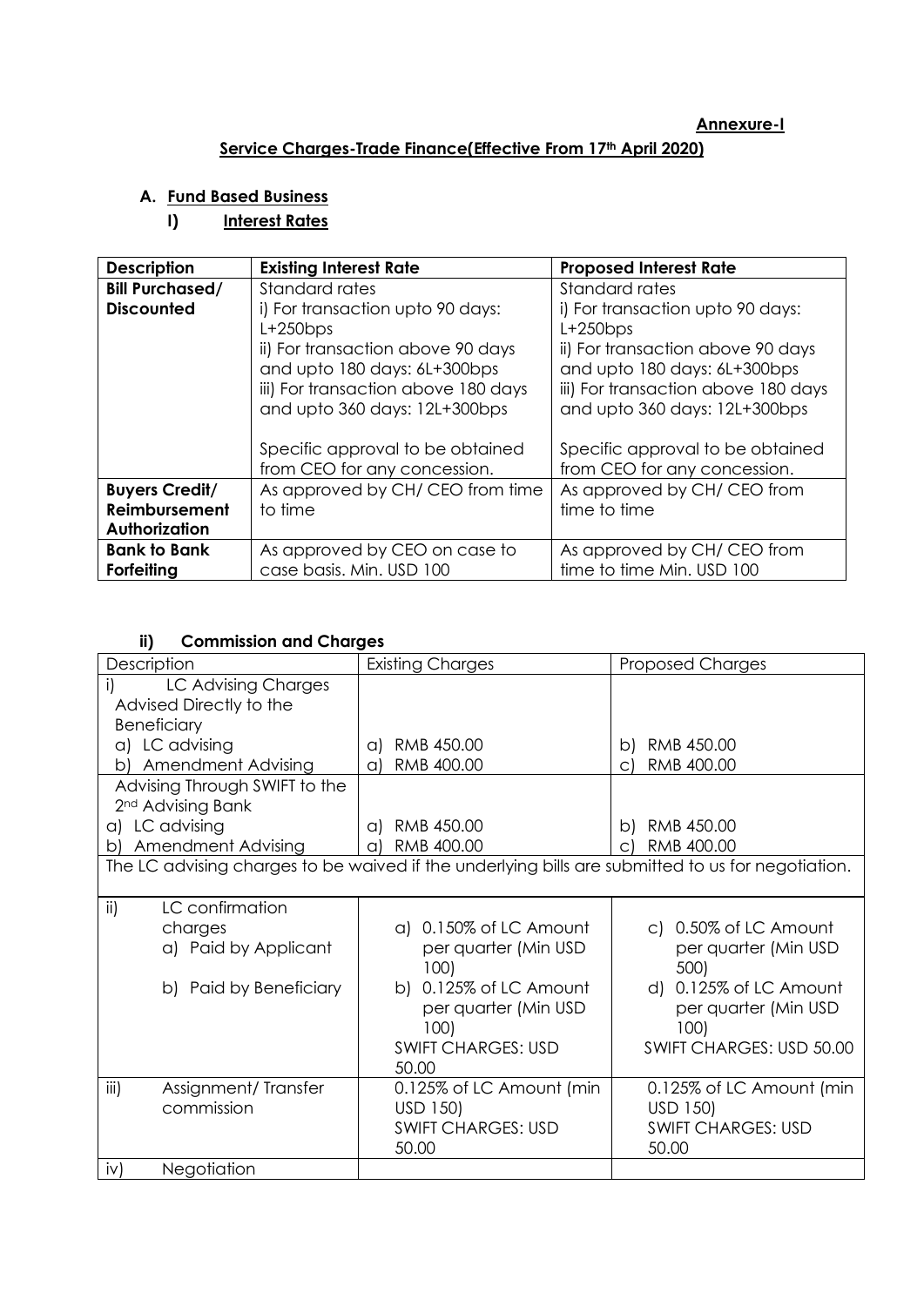**Annexure-I**

## Service Charges-Trade Finance(Effective From 17th April 2020)

### A. Fund Based Business

#### I) Interest Rates

| Description | Existing Interest Rate | Proposed Interest Rate |
|---|---|---|
| **Bill Purchased/ Discounted** | Standard rates<br>i) For transaction upto 90 days: L+250bps<br>ii) For transaction above 90 days and upto 180 days: 6L+300bps<br>iii) For transaction above 180 days and upto 360 days: 12L+300bps<br><br>Specific approval to be obtained from CEO for any concession. | Standard rates<br>i) For transaction upto 90 days: L+250bps<br>ii) For transaction above 90 days and upto 180 days: 6L+300bps<br>iii) For transaction above 180 days and upto 360 days: 12L+300bps<br><br>Specific approval to be obtained from CEO for any concession. |
| **Buyers Credit/ Reimbursement Authorization** | As approved by CH/ CEO from time to time | As approved by CH/ CEO from time to time |
| **Bank to Bank Forfeiting** | As approved by CEO on case to case basis. Min. USD 100 | As approved by CH/ CEO from time to time Min. USD 100 |

#### ii) Commission and Charges

| Description | Existing Charges | Proposed Charges |
|---|---|---|
| i) LC Advising Charges Advised Directly to the Beneficiary | | |
| a) LC advising | a) RMB 450.00 | b) RMB 450.00 |
| b) Amendment Advising | a) RMB 400.00 | c) RMB 400.00 |
| Advising Through SWIFT to the 2nd Advising Bank | | |
| a) LC advising | a) RMB 450.00 | b) RMB 450.00 |
| b) Amendment Advising | a) RMB 400.00 | c) RMB 400.00 |
| The LC advising charges to be waived if the underlying bills are submitted to us for negotiation. | | |
| ii) LC confirmation charges<br>a) Paid by Applicant<br><br>b) Paid by Beneficiary | a) 0.150% of LC Amount per quarter (Min USD 100)<br>b) 0.125% of LC Amount per quarter (Min USD 100)<br>SWIFT CHARGES: USD 50.00 | c) 0.50% of LC Amount per quarter (Min USD 500)<br>d) 0.125% of LC Amount per quarter (Min USD 100)<br>SWIFT CHARGES: USD 50.00 |
| iii) Assignment/ Transfer commission | 0.125% of LC Amount (min USD 150)<br>SWIFT CHARGES: USD 50.00 | 0.125% of LC Amount (min USD 150)<br>SWIFT CHARGES: USD 50.00 |
| iv) Negotiation | | |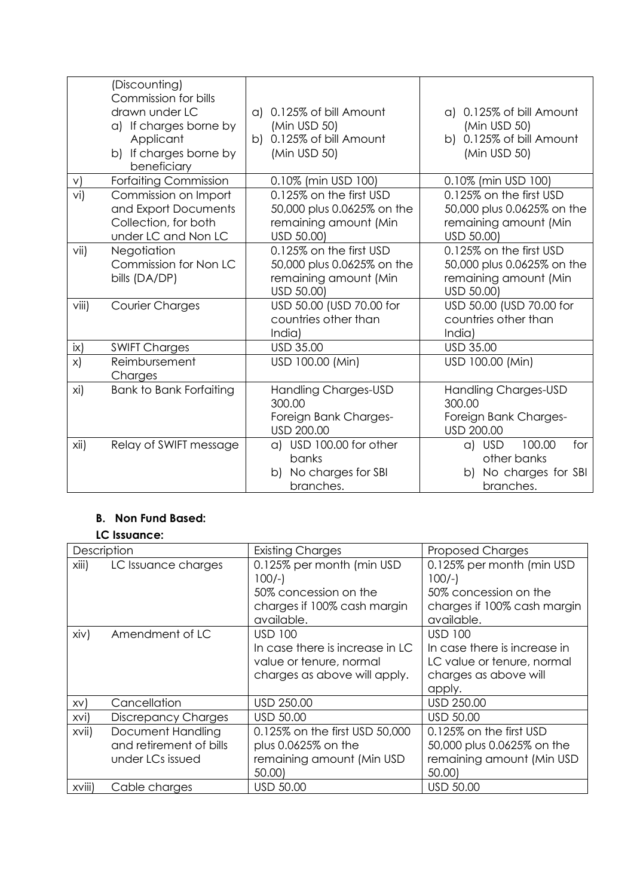| | | | |
|---|---|---|---|
| | (Discounting) Commission for bills drawn under LC<br>a) If charges borne by Applicant<br>b) If charges borne by beneficiary | a) 0.125% of bill Amount (Min USD 50)<br>b) 0.125% of bill Amount (Min USD 50) | a) 0.125% of bill Amount (Min USD 50)<br>b) 0.125% of bill Amount (Min USD 50) |
| v) | Forfaiting Commission | 0.10% (min USD 100) | 0.10% (min USD 100) |
| vi) | Commission on Import and Export Documents Collection, for both under LC and Non LC | 0.125% on the first USD 50,000 plus 0.0625% on the remaining amount (Min USD 50.00) | 0.125% on the first USD 50,000 plus 0.0625% on the remaining amount (Min USD 50.00) |
| vii) | Negotiation Commission for Non LC bills (DA/DP) | 0.125% on the first USD 50,000 plus 0.0625% on the remaining amount (Min USD 50.00) | 0.125% on the first USD 50,000 plus 0.0625% on the remaining amount (Min USD 50.00) |
| viii) | Courier Charges | USD 50.00 (USD 70.00 for countries other than India) | USD 50.00 (USD 70.00 for countries other than India) |
| ix) | SWIFT Charges | USD 35.00 | USD 35.00 |
| x) | Reimbursement Charges | USD 100.00 (Min) | USD 100.00 (Min) |
| xi) | Bank to Bank Forfaiting | Handling Charges-USD 300.00<br>Foreign Bank Charges-USD 200.00 | Handling Charges-USD 300.00<br>Foreign Bank Charges-USD 200.00 |
| xii) | Relay of SWIFT message | a) USD 100.00 for other banks<br>b) No charges for SBI branches. | a) USD 100.00 for other banks<br>b) No charges for SBI branches. |

**B. Non Fund Based:**

**LC Issuance:**

| Description | | Existing Charges | Proposed Charges |
|---|---|---|---|
| xiii) | LC Issuance charges | 0.125% per month (min USD 100/-)<br>50% concession on the charges if 100% cash margin available. | 0.125% per month (min USD 100/-)<br>50% concession on the charges if 100% cash margin available. |
| xiv) | Amendment of LC | USD 100<br>In case there is increase in LC value or tenure, normal charges as above will apply. | USD 100<br>In case there is increase in LC value or tenure, normal charges as above will apply. |
| xv) | Cancellation | USD 250.00 | USD 250.00 |
| xvi) | Discrepancy Charges | USD 50.00 | USD 50.00 |
| xvii) | Document Handling and retirement of bills under LCs issued | 0.125% on the first USD 50,000 plus 0.0625% on the remaining amount (Min USD 50.00) | 0.125% on the first USD 50,000 plus 0.0625% on the remaining amount (Min USD 50.00) |
| xviii) | Cable charges | USD 50.00 | USD 50.00 |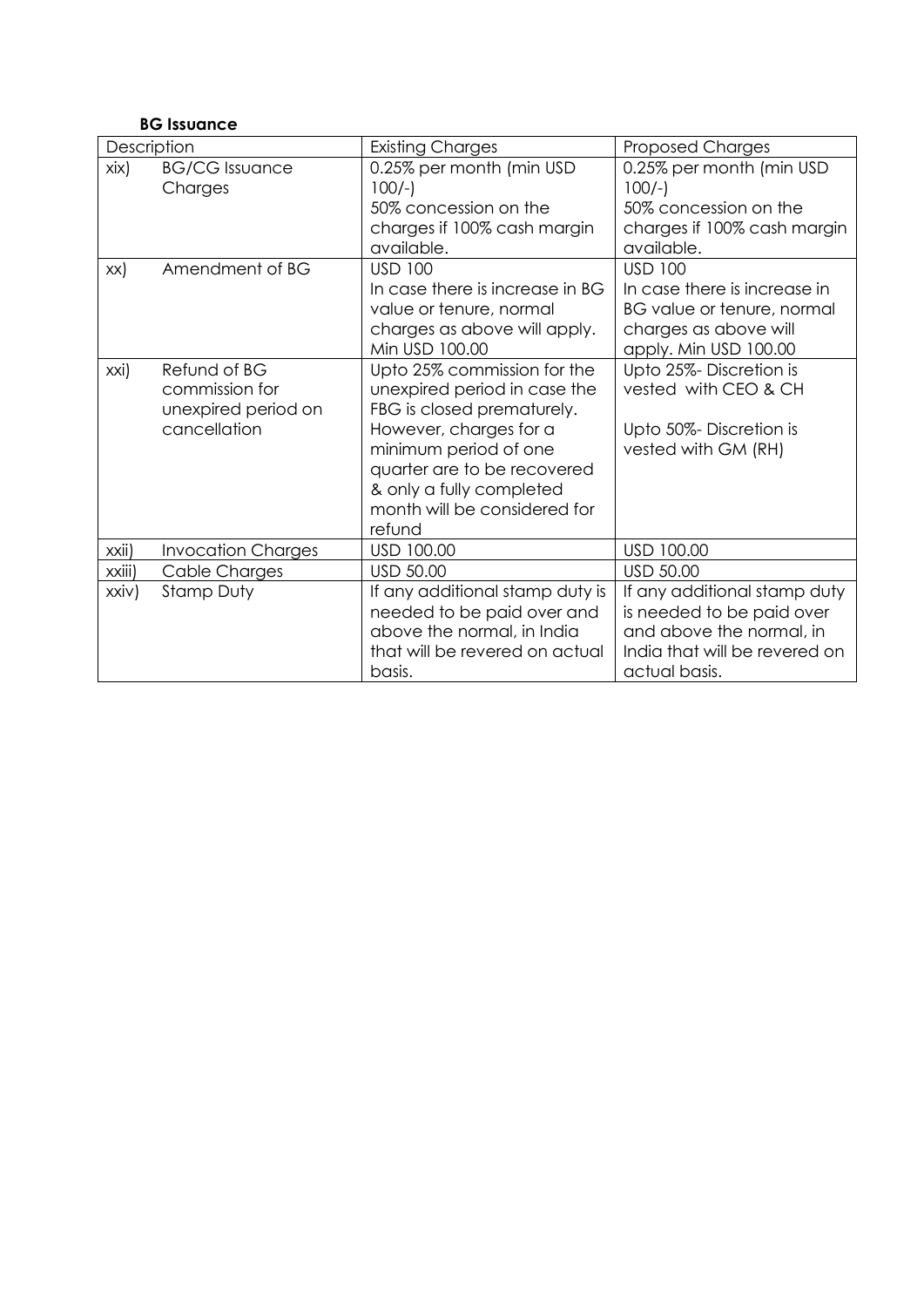**BG Issuance**

| Description | | Existing Charges | Proposed Charges |
|---|---|---|---|
| xix) | BG/CG Issuance Charges | 0.25% per month (min USD 100/-)<br>50% concession on the charges if 100% cash margin available. | 0.25% per month (min USD 100/-)<br>50% concession on the charges if 100% cash margin available. |
| xx) | Amendment of BG | USD 100<br>In case there is increase in BG value or tenure, normal charges as above will apply. Min USD 100.00 | USD 100<br>In case there is increase in BG value or tenure, normal charges as above will apply. Min USD 100.00 |
| xxi) | Refund of BG commission for unexpired period on cancellation | Upto 25% commission for the unexpired period in case the FBG is closed prematurely. However, charges for a minimum period of one quarter are to be recovered & only a fully completed month will be considered for refund | Upto 25%- Discretion is vested with CEO & CH<br><br>Upto 50%- Discretion is vested with GM (RH) |
| xxii) | Invocation Charges | USD 100.00 | USD 100.00 |
| xxiii) | Cable Charges | USD 50.00 | USD 50.00 |
| xxiv) | Stamp Duty | If any additional stamp duty is needed to be paid over and above the normal, in India that will be revered on actual basis. | If any additional stamp duty is needed to be paid over and above the normal, in India that will be revered on actual basis. |